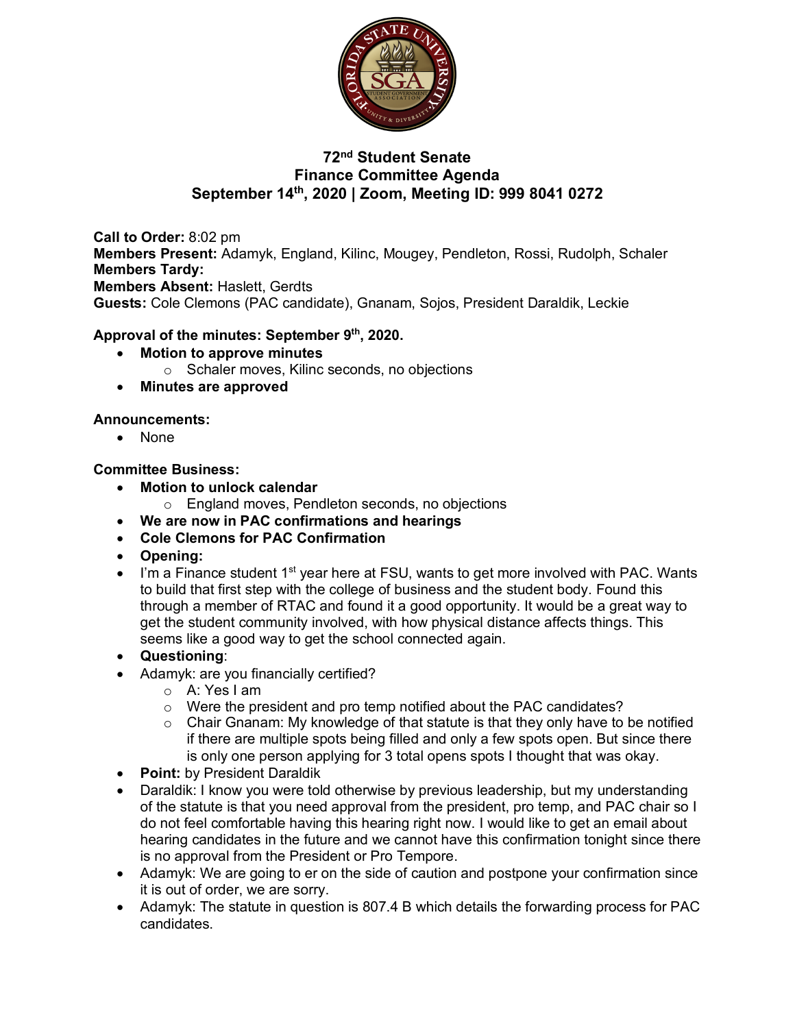# 72nd Student Senate
## Finance Committee Agenda
### September 14th, 2020 | Zoom, Meeting ID: 999 8041 0272

**Call to Order:** 8:02 pm
**Members Present:** Adamyk, England, Kilinc, Mougey, Pendleton, Rossi, Rudolph, Schaler
**Members Tardy:**
**Members Absent:** Haslett, Gerdts
**Guests:** Cole Clemons (PAC candidate), Gnanam, Sojos, President Daraldik, Leckie

**Approval of the minutes: September 9th, 2020.**

- **Motion to approve minutes**
  - Schaler moves, Kilinc seconds, no objections
- **Minutes are approved**

**Announcements:**

- None

**Committee Business:**

- **Motion to unlock calendar**
  - England moves, Pendleton seconds, no objections
- **We are now in PAC confirmations and hearings**
- **Cole Clemons for PAC Confirmation**
- **Opening:**
- I'm a Finance student 1st year here at FSU, wants to get more involved with PAC. Wants to build that first step with the college of business and the student body. Found this through a member of RTAC and found it a good opportunity. It would be a great way to get the student community involved, with how physical distance affects things. This seems like a good way to get the school connected again.
- **Questioning**:
- Adamyk: are you financially certified?
  - A: Yes I am
  - Were the president and pro temp notified about the PAC candidates?
  - Chair Gnanam: My knowledge of that statute is that they only have to be notified if there are multiple spots being filled and only a few spots open. But since there is only one person applying for 3 total opens spots I thought that was okay.
- **Point:** by President Daraldik
- Daraldik: I know you were told otherwise by previous leadership, but my understanding of the statute is that you need approval from the president, pro temp, and PAC chair so I do not feel comfortable having this hearing right now. I would like to get an email about hearing candidates in the future and we cannot have this confirmation tonight since there is no approval from the President or Pro Tempore.
- Adamyk: We are going to er on the side of caution and postpone your confirmation since it is out of order, we are sorry.
- Adamyk: The statute in question is 807.4 B which details the forwarding process for PAC candidates.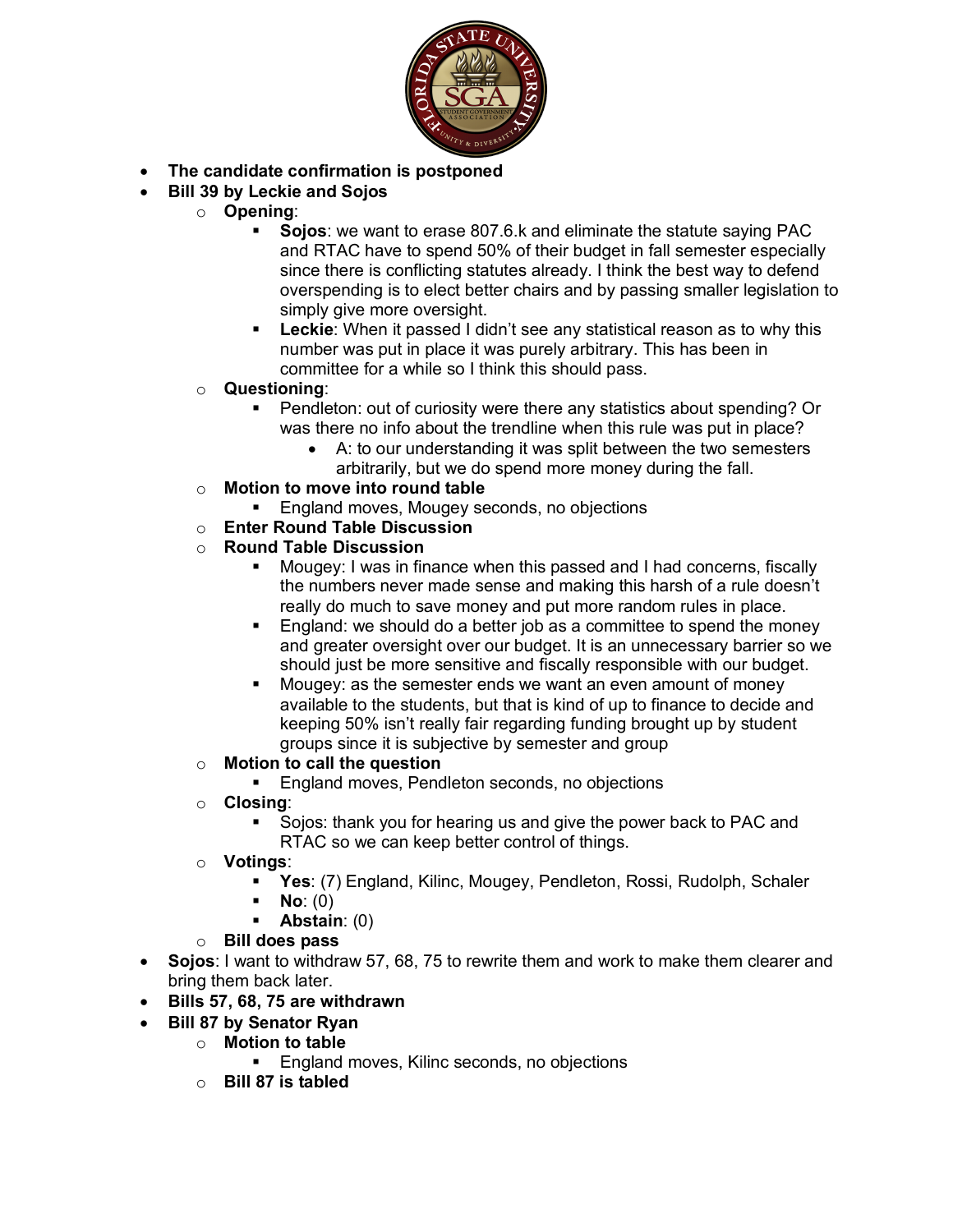- **The candidate confirmation is postponed**
- **Bill 39 by Leckie and Sojos**
  - **Opening**:
    - **Sojos**: we want to erase 807.6.k and eliminate the statute saying PAC and RTAC have to spend 50% of their budget in fall semester especially since there is conflicting statutes already. I think the best way to defend overspending is to elect better chairs and by passing smaller legislation to simply give more oversight.
    - **Leckie**: When it passed I didn't see any statistical reason as to why this number was put in place it was purely arbitrary. This has been in committee for a while so I think this should pass.
  - **Questioning**:
    - Pendleton: out of curiosity were there any statistics about spending? Or was there no info about the trendline when this rule was put in place?
      - A: to our understanding it was split between the two semesters arbitrarily, but we do spend more money during the fall.
  - **Motion to move into round table**
    - England moves, Mougey seconds, no objections
  - **Enter Round Table Discussion**
  - **Round Table Discussion**
    - Mougey: I was in finance when this passed and I had concerns, fiscally the numbers never made sense and making this harsh of a rule doesn't really do much to save money and put more random rules in place.
    - England: we should do a better job as a committee to spend the money and greater oversight over our budget. It is an unnecessary barrier so we should just be more sensitive and fiscally responsible with our budget.
    - Mougey: as the semester ends we want an even amount of money available to the students, but that is kind of up to finance to decide and keeping 50% isn't really fair regarding funding brought up by student groups since it is subjective by semester and group
  - **Motion to call the question**
    - England moves, Pendleton seconds, no objections
  - **Closing**:
    - Sojos: thank you for hearing us and give the power back to PAC and RTAC so we can keep better control of things.
  - **Votings**:
    - **Yes**: (7) England, Kilinc, Mougey, Pendleton, Rossi, Rudolph, Schaler
    - **No**: (0)
    - **Abstain**: (0)
  - **Bill does pass**
- **Sojos**: I want to withdraw 57, 68, 75 to rewrite them and work to make them clearer and bring them back later.
- **Bills 57, 68, 75 are withdrawn**
- **Bill 87 by Senator Ryan**
  - **Motion to table**
    - England moves, Kilinc seconds, no objections
  - **Bill 87 is tabled**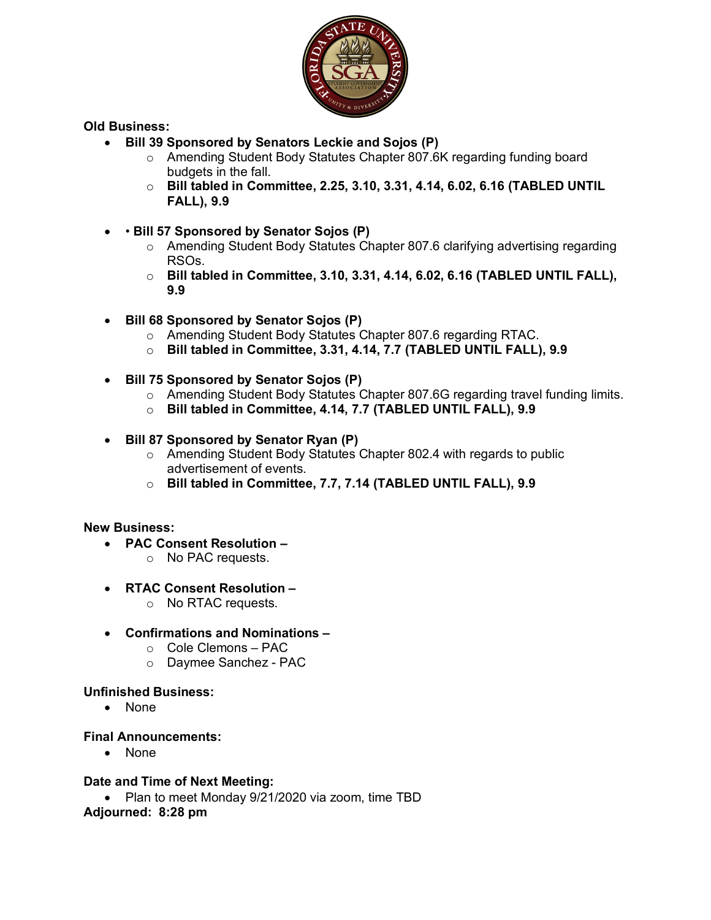**Old Business:**

- **Bill 39 Sponsored by Senators Leckie and Sojos (P)**
  - Amending Student Body Statutes Chapter 807.6K regarding funding board budgets in the fall.
  - **Bill tabled in Committee, 2.25, 3.10, 3.31, 4.14, 6.02, 6.16 (TABLED UNTIL FALL), 9.9**

- • **Bill 57 Sponsored by Senator Sojos (P)**
  - Amending Student Body Statutes Chapter 807.6 clarifying advertising regarding RSOs.
  - **Bill tabled in Committee, 3.10, 3.31, 4.14, 6.02, 6.16 (TABLED UNTIL FALL), 9.9**

- **Bill 68 Sponsored by Senator Sojos (P)**
  - Amending Student Body Statutes Chapter 807.6 regarding RTAC.
  - **Bill tabled in Committee, 3.31, 4.14, 7.7 (TABLED UNTIL FALL), 9.9**

- **Bill 75 Sponsored by Senator Sojos (P)**
  - Amending Student Body Statutes Chapter 807.6G regarding travel funding limits.
  - **Bill tabled in Committee, 4.14, 7.7 (TABLED UNTIL FALL), 9.9**

- **Bill 87 Sponsored by Senator Ryan (P)**
  - Amending Student Body Statutes Chapter 802.4 with regards to public advertisement of events.
  - **Bill tabled in Committee, 7.7, 7.14 (TABLED UNTIL FALL), 9.9**

**New Business:**

- **PAC Consent Resolution –**
  - No PAC requests.

- **RTAC Consent Resolution –**
  - No RTAC requests.

- **Confirmations and Nominations –**
  - Cole Clemons – PAC
  - Daymee Sanchez - PAC

**Unfinished Business:**

- None

**Final Announcements:**

- None

**Date and Time of Next Meeting:**

- Plan to meet Monday 9/21/2020 via zoom, time TBD

**Adjourned: 8:28 pm**